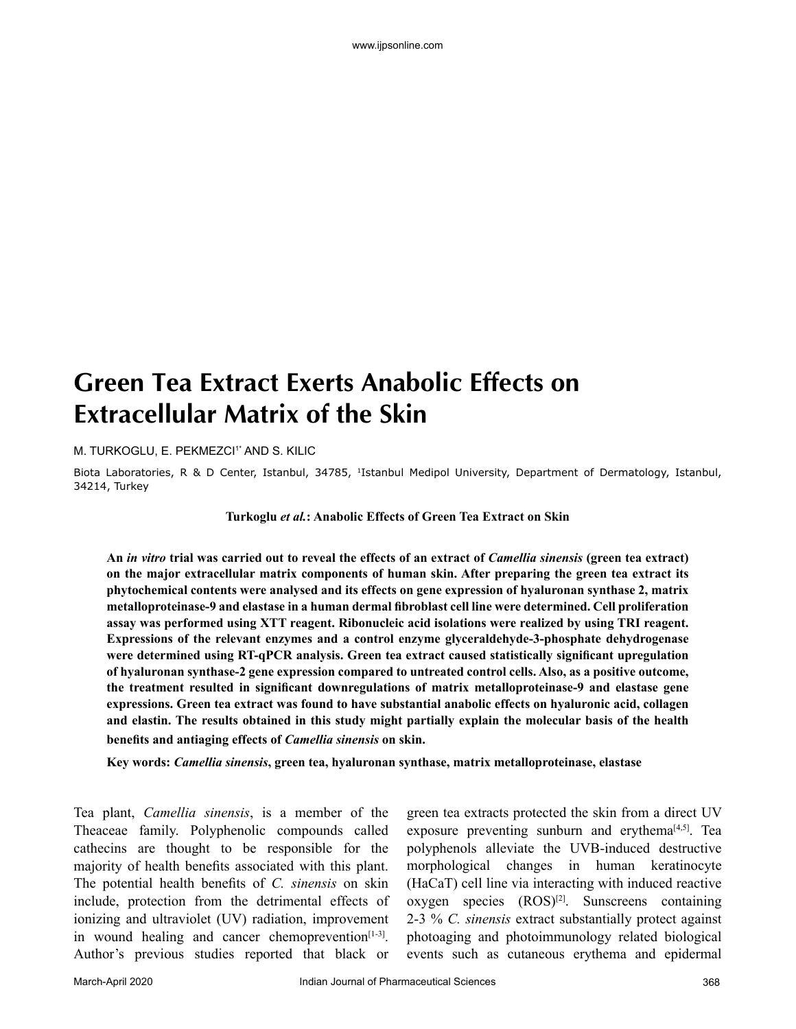# Green Tea Extract Exerts Anabolic Effects on Extracellular Matrix of the Skin

M. TURKOGLU, E. PEKMEZCI[1*] AND S. KILIC

Biota Laboratories, R & D Center, Istanbul, 34785, [1]Istanbul Medipol University, Department of Dermatology, Istanbul, 34214, Turkey

**Turkoglu *et al.*: Anabolic Effects of Green Tea Extract on Skin**

**An *in vitro* trial was carried out to reveal the effects of an extract of *Camellia sinensis* (green tea extract) on the major extracellular matrix components of human skin. After preparing the green tea extract its phytochemical contents were analysed and its effects on gene expression of hyaluronan synthase 2, matrix metalloproteinase-9 and elastase in a human dermal fibroblast cell line were determined. Cell proliferation assay was performed using XTT reagent. Ribonucleic acid isolations were realized by using TRI reagent. Expressions of the relevant enzymes and a control enzyme glyceraldehyde-3-phosphate dehydrogenase were determined using RT-qPCR analysis. Green tea extract caused statistically significant upregulation of hyaluronan synthase-2 gene expression compared to untreated control cells. Also, as a positive outcome, the treatment resulted in significant downregulations of matrix metalloproteinase-9 and elastase gene expressions. Green tea extract was found to have substantial anabolic effects on hyaluronic acid, collagen and elastin. The results obtained in this study might partially explain the molecular basis of the health benefits and antiaging effects of *Camellia sinensis* on skin.**

**Key words: *Camellia sinensis*, green tea, hyaluronan synthase, matrix metalloproteinase, elastase**

Tea plant, *Camellia sinensis*, is a member of the Theaceae family. Polyphenolic compounds called cathecins are thought to be responsible for the majority of health benefits associated with this plant. The potential health benefits of *C. sinensis* on skin include, protection from the detrimental effects of ionizing and ultraviolet (UV) radiation, improvement in wound healing and cancer chemoprevention[1-3]. Author's previous studies reported that black or green tea extracts protected the skin from a direct UV exposure preventing sunburn and erythema[4,5]. Tea polyphenols alleviate the UVB-induced destructive morphological changes in human keratinocyte (HaCaT) cell line via interacting with induced reactive oxygen species (ROS)[2]. Sunscreens containing 2-3 % *C. sinensis* extract substantially protect against photoaging and photoimmunology related biological events such as cutaneous erythema and epidermal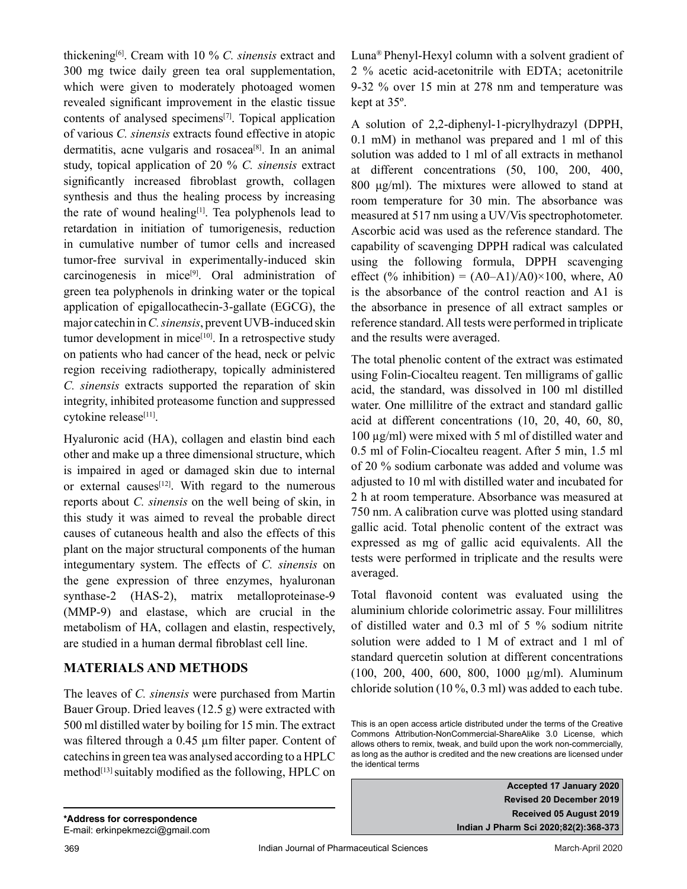thickening[6]. Cream with 10 % *C. sinensis* extract and 300 mg twice daily green tea oral supplementation, which were given to moderately photoaged women revealed significant improvement in the elastic tissue contents of analysed specimens[7]. Topical application of various *C. sinensis* extracts found effective in atopic dermatitis, acne vulgaris and rosacea[8]. In an animal study, topical application of 20 % *C. sinensis* extract significantly increased fibroblast growth, collagen synthesis and thus the healing process by increasing the rate of wound healing[1]. Tea polyphenols lead to retardation in initiation of tumorigenesis, reduction in cumulative number of tumor cells and increased tumor-free survival in experimentally-induced skin carcinogenesis in mice[9]. Oral administration of green tea polyphenols in drinking water or the topical application of epigallocathecin-3-gallate (EGCG), the major catechin in *C. sinensis*, prevent UVB-induced skin tumor development in mice[10]. In a retrospective study on patients who had cancer of the head, neck or pelvic region receiving radiotherapy, topically administered *C. sinensis* extracts supported the reparation of skin integrity, inhibited proteasome function and suppressed cytokine release[11].

Hyaluronic acid (HA), collagen and elastin bind each other and make up a three dimensional structure, which is impaired in aged or damaged skin due to internal or external causes[12]. With regard to the numerous reports about *C. sinensis* on the well being of skin, in this study it was aimed to reveal the probable direct causes of cutaneous health and also the effects of this plant on the major structural components of the human integumentary system. The effects of *C. sinensis* on the gene expression of three enzymes, hyaluronan synthase-2 (HAS-2), matrix metalloproteinase-9 (MMP-9) and elastase, which are crucial in the metabolism of HA, collagen and elastin, respectively, are studied in a human dermal fibroblast cell line.

## MATERIALS AND METHODS

The leaves of *C. sinensis* were purchased from Martin Bauer Group. Dried leaves (12.5 g) were extracted with 500 ml distilled water by boiling for 15 min. The extract was filtered through a 0.45 µm filter paper. Content of catechins in green tea was analysed according to a HPLC method[13] suitably modified as the following, HPLC on Luna® Phenyl-Hexyl column with a solvent gradient of 2 % acetic acid-acetonitrile with EDTA; acetonitrile 9-32 % over 15 min at 278 nm and temperature was kept at 35º.

A solution of 2,2-diphenyl-1-picrylhydrazyl (DPPH, 0.1 mM) in methanol was prepared and 1 ml of this solution was added to 1 ml of all extracts in methanol at different concentrations (50, 100, 200, 400, 800 µg/ml). The mixtures were allowed to stand at room temperature for 30 min. The absorbance was measured at 517 nm using a UV/Vis spectrophotometer. Ascorbic acid was used as the reference standard. The capability of scavenging DPPH radical was calculated using the following formula, DPPH scavenging effect (% inhibition) = $(A0–A1)/A0)\times100$, where, A0 is the absorbance of the control reaction and A1 is the absorbance in presence of all extract samples or reference standard. All tests were performed in triplicate and the results were averaged.

The total phenolic content of the extract was estimated using Folin-Ciocalteu reagent. Ten milligrams of gallic acid, the standard, was dissolved in 100 ml distilled water. One millilitre of the extract and standard gallic acid at different concentrations (10, 20, 40, 60, 80, 100 µg/ml) were mixed with 5 ml of distilled water and 0.5 ml of Folin-Ciocalteu reagent. After 5 min, 1.5 ml of 20 % sodium carbonate was added and volume was adjusted to 10 ml with distilled water and incubated for 2 h at room temperature. Absorbance was measured at 750 nm. A calibration curve was plotted using standard gallic acid. Total phenolic content of the extract was expressed as mg of gallic acid equivalents. All the tests were performed in triplicate and the results were averaged.

Total flavonoid content was evaluated using the aluminium chloride colorimetric assay. Four millilitres of distilled water and 0.3 ml of 5 % sodium nitrite solution were added to 1 M of extract and 1 ml of standard quercetin solution at different concentrations (100, 200, 400, 600, 800, 1000 µg/ml). Aluminum chloride solution (10 %, 0.3 ml) was added to each tube.

This is an open access article distributed under the terms of the Creative Commons Attribution-NonCommercial-ShareAlike 3.0 License, which allows others to remix, tweak, and build upon the work non-commercially, as long as the author is credited and the new creations are licensed under the identical terms

**Accepted 17 January 2020**
**Revised 20 December 2019**
**Received 05 August 2019**
**Indian J Pharm Sci 2020;82(2):368-373**

**\*Address for correspondence**
E-mail: erkinpekmezci@gmail.com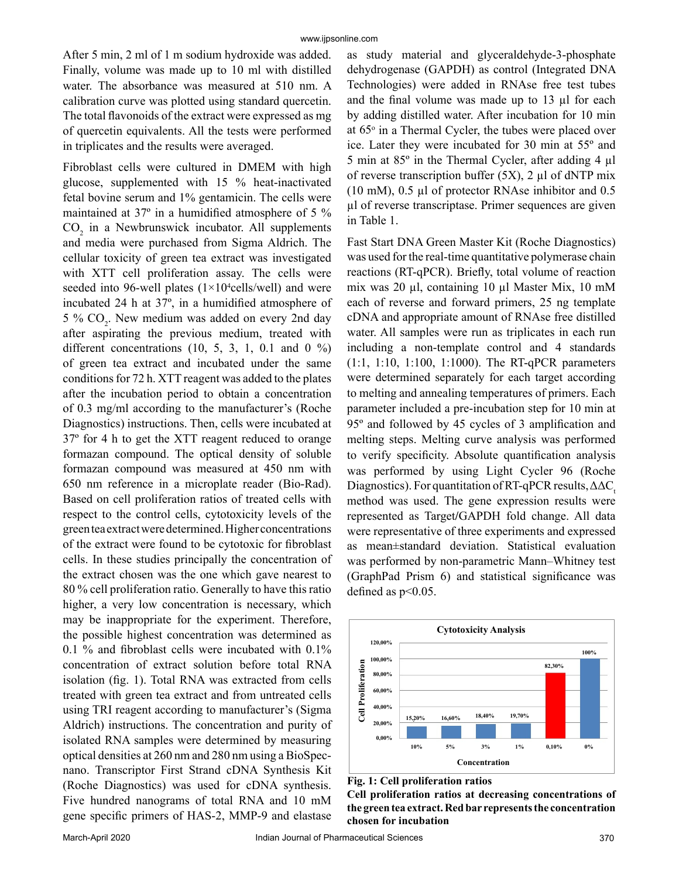After 5 min, 2 ml of 1 m sodium hydroxide was added. Finally, volume was made up to 10 ml with distilled water. The absorbance was measured at 510 nm. A calibration curve was plotted using standard quercetin. The total flavonoids of the extract were expressed as mg of quercetin equivalents. All the tests were performed in triplicates and the results were averaged.

Fibroblast cells were cultured in DMEM with high glucose, supplemented with 15 % heat-inactivated fetal bovine serum and 1% gentamicin. The cells were maintained at 37º in a humidified atmosphere of 5 % $CO_2$ in a Newbrunswick incubator. All supplements and media were purchased from Sigma Aldrich. The cellular toxicity of green tea extract was investigated with XTT cell proliferation assay. The cells were seeded into 96-well plates ($1\times10^4$cells/well) and were incubated 24 h at 37º, in a humidified atmosphere of 5 % $CO_2$. New medium was added on every 2nd day after aspirating the previous medium, treated with different concentrations (10, 5, 3, 1, 0.1 and 0 %) of green tea extract and incubated under the same conditions for 72 h. XTT reagent was added to the plates after the incubation period to obtain a concentration of 0.3 mg/ml according to the manufacturer's (Roche Diagnostics) instructions. Then, cells were incubated at 37º for 4 h to get the XTT reagent reduced to orange formazan compound. The optical density of soluble formazan compound was measured at 450 nm with 650 nm reference in a microplate reader (Bio-Rad). Based on cell proliferation ratios of treated cells with respect to the control cells, cytotoxicity levels of the green tea extract were determined. Higher concentrations of the extract were found to be cytotoxic for fibroblast cells. In these studies principally the concentration of the extract chosen was the one which gave nearest to 80 % cell proliferation ratio. Generally to have this ratio higher, a very low concentration is necessary, which may be inappropriate for the experiment. Therefore, the possible highest concentration was determined as 0.1 % and fibroblast cells were incubated with 0.1% concentration of extract solution before total RNA isolation (fig. 1). Total RNA was extracted from cells treated with green tea extract and from untreated cells using TRI reagent according to manufacturer's (Sigma Aldrich) instructions. The concentration and purity of isolated RNA samples were determined by measuring optical densities at 260 nm and 280 nm using a BioSpec-nano. Transcriptor First Strand cDNA Synthesis Kit (Roche Diagnostics) was used for cDNA synthesis. Five hundred nanograms of total RNA and 10 mM gene specific primers of HAS-2, MMP-9 and elastase as study material and glyceraldehyde-3-phosphate dehydrogenase (GAPDH) as control (Integrated DNA Technologies) were added in RNAse free test tubes and the final volume was made up to 13 µl for each by adding distilled water. After incubation for 10 min at 65º in a Thermal Cycler, the tubes were placed over ice. Later they were incubated for 30 min at 55º and 5 min at 85º in the Thermal Cycler, after adding 4 µl of reverse transcription buffer (5X), 2 µl of dNTP mix (10 mM), 0.5 µl of protector RNAse inhibitor and 0.5 µl of reverse transcriptase. Primer sequences are given in Table 1.

Fast Start DNA Green Master Kit (Roche Diagnostics) was used for the real-time quantitative polymerase chain reactions (RT-qPCR). Briefly, total volume of reaction mix was 20 µl, containing 10 µl Master Mix, 10 mM each of reverse and forward primers, 25 ng template cDNA and appropriate amount of RNAse free distilled water. All samples were run as triplicates in each run including a non-template control and 4 standards (1:1, 1:10, 1:100, 1:1000). The RT-qPCR parameters were determined separately for each target according to melting and annealing temperatures of primers. Each parameter included a pre-incubation step for 10 min at 95º and followed by 45 cycles of 3 amplification and melting steps. Melting curve analysis was performed to verify specificity. Absolute quantification analysis was performed by using Light Cycler 96 (Roche Diagnostics). For quantitation of RT-qPCR results, $\Delta\Delta C_t$ method was used. The gene expression results were represented as Target/GAPDH fold change. All data were representative of three experiments and expressed as mean±standard deviation. Statistical evaluation was performed by non-parametric Mann–Whitney test (GraphPad Prism 6) and statistical significance was defined as $p<0.05$.

**Cytotoxicity Analysis**

| Concentration | 10% | 5% | 3% | 1% | 0,10% | 0% |
|---|---|---|---|---|---|---|
| Cell Proliferation | 15,20% | 16,60% | 18,40% | 19,70% | 82,30% | 100% |

**Fig. 1: Cell proliferation ratios**

**Cell proliferation ratios at decreasing concentrations of the green tea extract. Red bar represents the concentration chosen for incubation**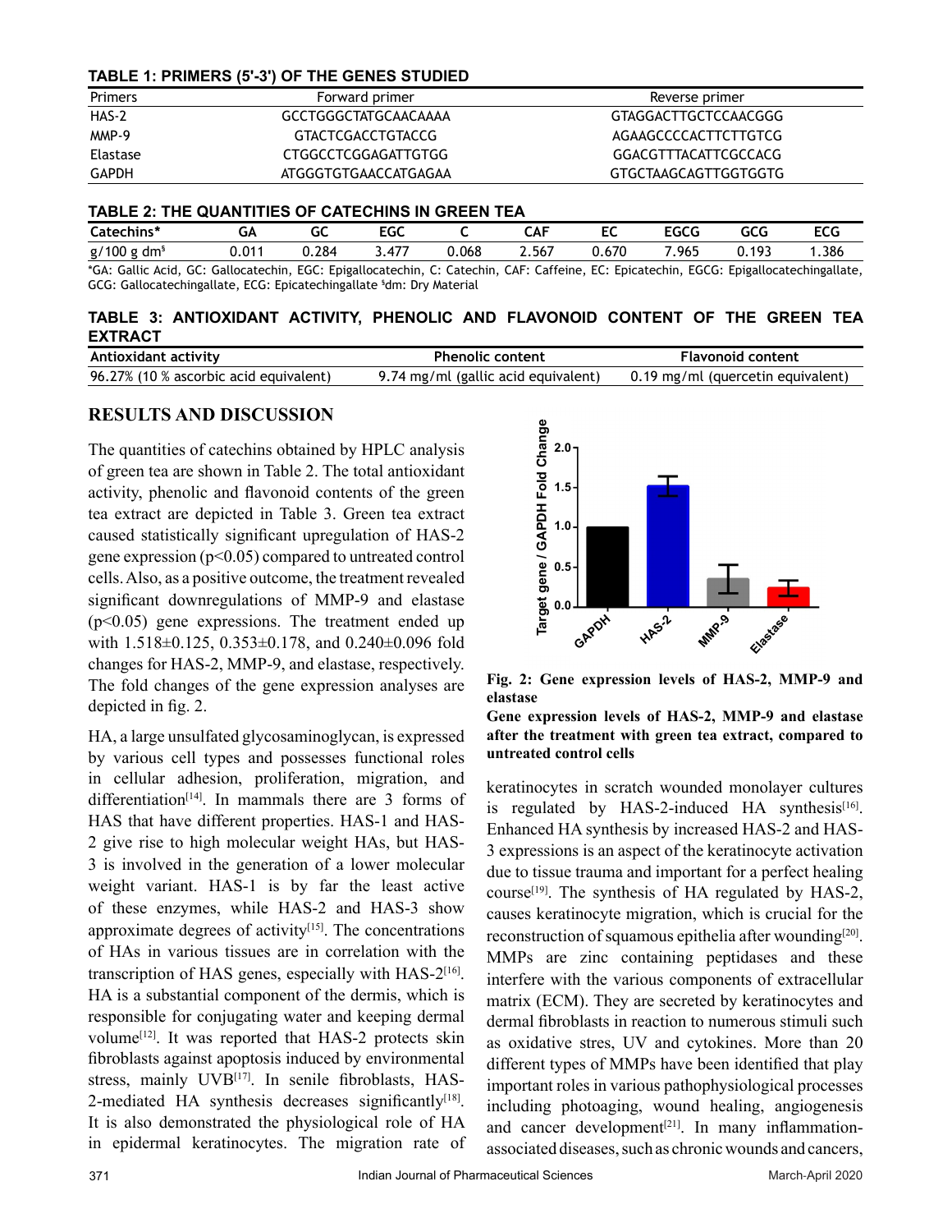**TABLE 1: PRIMERS (5'-3') OF THE GENES STUDIED**

| Primers | Forward primer | Reverse primer |
|---|---|---|
| HAS-2 | GCCTGGGCTATGCAACAAAA | GTAGGACTTGCTCCAACGGG |
| MMP-9 | GTACTCGACCTGTACCG | AGAAGCCCCACTTCTTGTCG |
| Elastase | CTGGCCTCGGAGATTGTGG | GGACGTTTACATTCGCCACG |
| GAPDH | ATGGGTGTGAACCATGAGAA | GTGCTAAGCAGTTGGTGGTG |

**TABLE 2: THE QUANTITIES OF CATECHINS IN GREEN TEA**

| Catechins* | GA | GC | EGC | C | CAF | EC | EGCG | GCG | ECG |
|---|---|---|---|---|---|---|---|---|---|
| g/100 g dm$ | 0.011 | 0.284 | 3.477 | 0.068 | 2.567 | 0.670 | 7.965 | 0.193 | 1.386 |

*GA: Gallic Acid, GC: Gallocatechin, EGC: Epigallocatechin, C: Catechin, CAF: Caffeine, EC: Epicatechin, EGCG: Epigallocatechingallate, GCG: Gallocatechingallate, ECG: Epicatechingallate $dm: Dry Material

**TABLE 3: ANTIOXIDANT ACTIVITY, PHENOLIC AND FLAVONOID CONTENT OF THE GREEN TEA EXTRACT**

| Antioxidant activity | Phenolic content | Flavonoid content |
|---|---|---|
| 96.27% (10 % ascorbic acid equivalent) | 9.74 mg/ml (gallic acid equivalent) | 0.19 mg/ml (quercetin equivalent) |

## RESULTS AND DISCUSSION

The quantities of catechins obtained by HPLC analysis of green tea are shown in Table 2. The total antioxidant activity, phenolic and flavonoid contents of the green tea extract are depicted in Table 3. Green tea extract caused statistically significant upregulation of HAS-2 gene expression ($p<0.05$) compared to untreated control cells. Also, as a positive outcome, the treatment revealed significant downregulations of MMP-9 and elastase ($p<0.05$) gene expressions. The treatment ended up with 1.518±0.125, 0.353±0.178, and 0.240±0.096 fold changes for HAS-2, MMP-9, and elastase, respectively. The fold changes of the gene expression analyses are depicted in fig. 2.

**Fig. 2: Gene expression levels of HAS-2, MMP-9 and elastase**

**Gene expression levels of HAS-2, MMP-9 and elastase after the treatment with green tea extract, compared to untreated control cells**

HA, a large unsulfated glycosaminoglycan, is expressed by various cell types and possesses functional roles in cellular adhesion, proliferation, migration, and differentiation[14]. In mammals there are 3 forms of HAS that have different properties. HAS-1 and HAS-2 give rise to high molecular weight HAs, but HAS-3 is involved in the generation of a lower molecular weight variant. HAS-1 is by far the least active of these enzymes, while HAS-2 and HAS-3 show approximate degrees of activity[15]. The concentrations of HAs in various tissues are in correlation with the transcription of HAS genes, especially with HAS-2[16]. HA is a substantial component of the dermis, which is responsible for conjugating water and keeping dermal volume[12]. It was reported that HAS-2 protects skin fibroblasts against apoptosis induced by environmental stress, mainly UVB[17]. In senile fibroblasts, HAS-2-mediated HA synthesis decreases significantly[18]. It is also demonstrated the physiological role of HA in epidermal keratinocytes. The migration rate of keratinocytes in scratch wounded monolayer cultures is regulated by HAS-2-induced HA synthesis[16]. Enhanced HA synthesis by increased HAS-2 and HAS-3 expressions is an aspect of the keratinocyte activation due to tissue trauma and important for a perfect healing course[19]. The synthesis of HA regulated by HAS-2, causes keratinocyte migration, which is crucial for the reconstruction of squamous epithelia after wounding[20]. MMPs are zinc containing peptidases and these interfere with the various components of extracellular matrix (ECM). They are secreted by keratinocytes and dermal fibroblasts in reaction to numerous stimuli such as oxidative stres, UV and cytokines. More than 20 different types of MMPs have been identified that play important roles in various pathophysiological processes including photoaging, wound healing, angiogenesis and cancer development[21]. In many inflammation-associated diseases, such as chronic wounds and cancers,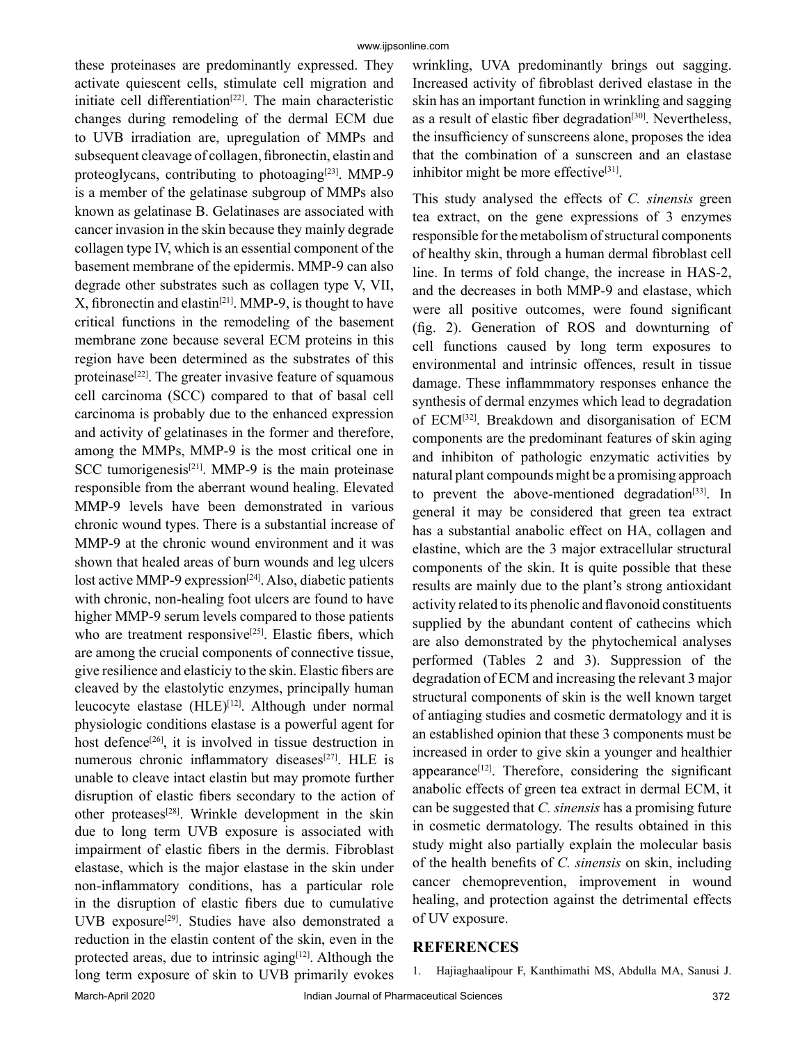these proteinases are predominantly expressed. They activate quiescent cells, stimulate cell migration and initiate cell differentiation[22]. The main characteristic changes during remodeling of the dermal ECM due to UVB irradiation are, upregulation of MMPs and subsequent cleavage of collagen, fibronectin, elastin and proteoglycans, contributing to photoaging[23]. MMP-9 is a member of the gelatinase subgroup of MMPs also known as gelatinase B. Gelatinases are associated with cancer invasion in the skin because they mainly degrade collagen type IV, which is an essential component of the basement membrane of the epidermis. MMP-9 can also degrade other substrates such as collagen type V, VII, X, fibronectin and elastin[21]. MMP-9, is thought to have critical functions in the remodeling of the basement membrane zone because several ECM proteins in this region have been determined as the substrates of this proteinase[22]. The greater invasive feature of squamous cell carcinoma (SCC) compared to that of basal cell carcinoma is probably due to the enhanced expression and activity of gelatinases in the former and therefore, among the MMPs, MMP-9 is the most critical one in SCC tumorigenesis[21]. MMP-9 is the main proteinase responsible from the aberrant wound healing. Elevated MMP-9 levels have been demonstrated in various chronic wound types. There is a substantial increase of MMP-9 at the chronic wound environment and it was shown that healed areas of burn wounds and leg ulcers lost active MMP-9 expression[24]. Also, diabetic patients with chronic, non-healing foot ulcers are found to have higher MMP-9 serum levels compared to those patients who are treatment responsive[25]. Elastic fibers, which are among the crucial components of connective tissue, give resilience and elasticiy to the skin. Elastic fibers are cleaved by the elastolytic enzymes, principally human leucocyte elastase (HLE)[12]. Although under normal physiologic conditions elastase is a powerful agent for host defence[26], it is involved in tissue destruction in numerous chronic inflammatory diseases[27]. HLE is unable to cleave intact elastin but may promote further disruption of elastic fibers secondary to the action of other proteases[28]. Wrinkle development in the skin due to long term UVB exposure is associated with impairment of elastic fibers in the dermis. Fibroblast elastase, which is the major elastase in the skin under non-inflammatory conditions, has a particular role in the disruption of elastic fibers due to cumulative UVB exposure[29]. Studies have also demonstrated a reduction in the elastin content of the skin, even in the protected areas, due to intrinsic aging[12]. Although the long term exposure of skin to UVB primarily evokes wrinkling, UVA predominantly brings out sagging. Increased activity of fibroblast derived elastase in the skin has an important function in wrinkling and sagging as a result of elastic fiber degradation[30]. Nevertheless, the insufficiency of sunscreens alone, proposes the idea that the combination of a sunscreen and an elastase inhibitor might be more effective[31].

This study analysed the effects of *C. sinensis* green tea extract, on the gene expressions of 3 enzymes responsible for the metabolism of structural components of healthy skin, through a human dermal fibroblast cell line. In terms of fold change, the increase in HAS-2, and the decreases in both MMP-9 and elastase, which were all positive outcomes, were found significant (fig. 2). Generation of ROS and downturning of cell functions caused by long term exposures to environmental and intrinsic offences, result in tissue damage. These inflammmatory responses enhance the synthesis of dermal enzymes which lead to degradation of ECM[32]. Breakdown and disorganisation of ECM components are the predominant features of skin aging and inhibiton of pathologic enzymatic activities by natural plant compounds might be a promising approach to prevent the above-mentioned degradation[33]. In general it may be considered that green tea extract has a substantial anabolic effect on HA, collagen and elastine, which are the 3 major extracellular structural components of the skin. It is quite possible that these results are mainly due to the plant's strong antioxidant activity related to its phenolic and flavonoid constituents supplied by the abundant content of cathecins which are also demonstrated by the phytochemical analyses performed (Tables 2 and 3). Suppression of the degradation of ECM and increasing the relevant 3 major structural components of skin is the well known target of antiaging studies and cosmetic dermatology and it is an established opinion that these 3 components must be increased in order to give skin a younger and healthier appearance[12]. Therefore, considering the significant anabolic effects of green tea extract in dermal ECM, it can be suggested that *C. sinensis* has a promising future in cosmetic dermatology. The results obtained in this study might also partially explain the molecular basis of the health benefits of *C. sinensis* on skin, including cancer chemoprevention, improvement in wound healing, and protection against the detrimental effects of UV exposure.

## REFERENCES

1. Hajiaghaalipour F, Kanthimathi MS, Abdulla MA, Sanusi J.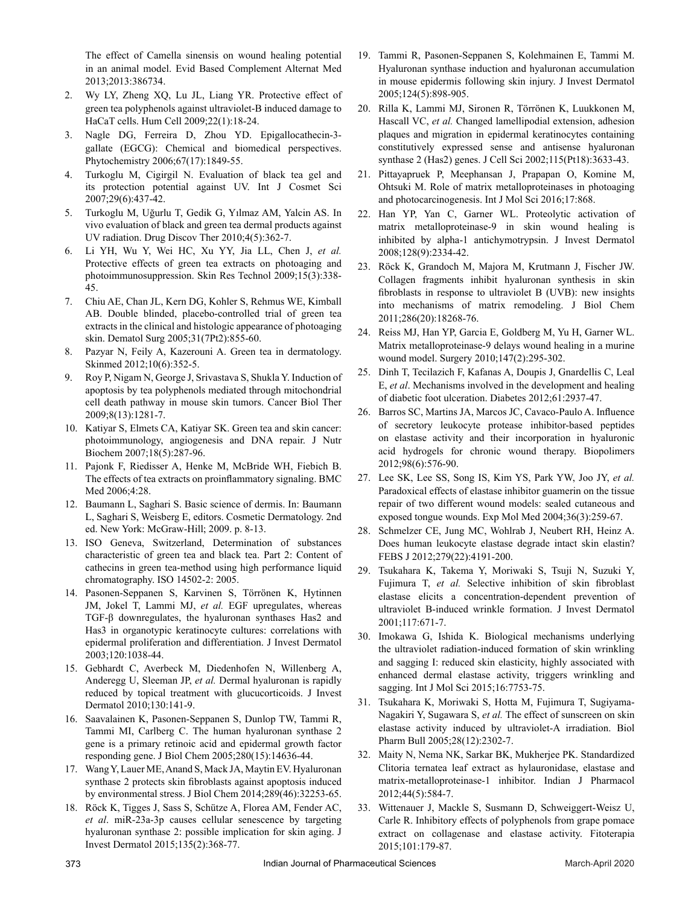The effect of Camella sinensis on wound healing potential in an animal model. Evid Based Complement Alternat Med 2013;2013:386734.

2. Wy LY, Zheng XQ, Lu JL, Liang YR. Protective effect of green tea polyphenols against ultraviolet-B induced damage to HaCaT cells. Hum Cell 2009;22(1):18-24.
3. Nagle DG, Ferreira D, Zhou YD. Epigallocathecin-3-gallate (EGCG): Chemical and biomedical perspectives. Phytochemistry 2006;67(17):1849-55.
4. Turkoglu M, Cigirgil N. Evaluation of black tea gel and its protection potential against UV. Int J Cosmet Sci 2007;29(6):437-42.
5. Turkoglu M, Uğurlu T, Gedik G, Yılmaz AM, Yalcin AS. In vivo evaluation of black and green tea dermal products against UV radiation. Drug Discov Ther 2010;4(5):362-7.
6. Li YH, Wu Y, Wei HC, Xu YY, Jia LL, Chen J, *et al.* Protective effects of green tea extracts on photoaging and photoimmunosuppression. Skin Res Technol 2009;15(3):338-45.
7. Chiu AE, Chan JL, Kern DG, Kohler S, Rehmus WE, Kimball AB. Double blinded, placebo-controlled trial of green tea extracts in the clinical and histologic appearance of photoaging skin. Dematol Surg 2005;31(7Pt2):855-60.
8. Pazyar N, Feily A, Kazerouni A. Green tea in dermatology. Skinmed 2012;10(6):352-5.
9. Roy P, Nigam N, George J, Srivastava S, Shukla Y. Induction of apoptosis by tea polyphenols mediated through mitochondrial cell death pathway in mouse skin tumors. Cancer Biol Ther 2009;8(13):1281-7.
10. Katiyar S, Elmets CA, Katiyar SK. Green tea and skin cancer: photoimmunology, angiogenesis and DNA repair. J Nutr Biochem 2007;18(5):287-96.
11. Pajonk F, Riedisser A, Henke M, McBride WH, Fiebich B. The effects of tea extracts on proinflammatory signaling. BMC Med 2006;4:28.
12. Baumann L, Saghari S. Basic science of dermis. In: Baumann L, Saghari S, Weisberg E, editors. Cosmetic Dermatology. 2nd ed. New York: McGraw-Hill; 2009. p. 8-13.
13. ISO Geneva, Switzerland, Determination of substances characteristic of green tea and black tea. Part 2: Content of cathecins in green tea-method using high performance liquid chromatography. ISO 14502-2: 2005.
14. Pasonen-Seppanen S, Karvinen S, Törrönen K, Hytinnen JM, Jokel T, Lammi MJ, *et al.* EGF upregulates, whereas TGF-β downregulates, the hyaluronan synthases Has2 and Has3 in organotypic keratinocyte cultures: correlations with epidermal proliferation and differentiation. J Invest Dermatol 2003;120:1038-44.
15. Gebhardt C, Averbeck M, Diedenhofen N, Willenberg A, Anderegg U, Sleeman JP, *et al.* Dermal hyaluronan is rapidly reduced by topical treatment with glucucorticoids. J Invest Dermatol 2010;130:141-9.
16. Saavalainen K, Pasonen-Seppanen S, Dunlop TW, Tammi R, Tammi MI, Carlberg C. The human hyaluronan synthase 2 gene is a primary retinoic acid and epidermal growth factor responding gene. J Biol Chem 2005;280(15):14636-44.
17. Wang Y, Lauer ME, Anand S, Mack JA, Maytin EV. Hyaluronan synthase 2 protects skin fibroblasts against apoptosis induced by environmental stress. J Biol Chem 2014;289(46):32253-65.
18. Röck K, Tigges J, Sass S, Schütze A, Florea AM, Fender AC, *et al*. miR-23a-3p causes cellular senescence by targeting hyaluronan synthase 2: possible implication for skin aging. J Invest Dermatol 2015;135(2):368-77.
19. Tammi R, Pasonen-Seppanen S, Kolehmainen E, Tammi M. Hyaluronan synthase induction and hyaluronan accumulation in mouse epidermis following skin injury. J Invest Dermatol 2005;124(5):898-905.
20. Rilla K, Lammi MJ, Sironen R, Törrönen K, Luukkonen M, Hascall VC, *et al.* Changed lamellipodial extension, adhesion plaques and migration in epidermal keratinocytes containing constitutively expressed sense and antisense hyaluronan synthase 2 (Has2) genes. J Cell Sci 2002;115(Pt18):3633-43.
21. Pittayapruek P, Meephansan J, Prapapan O, Komine M, Ohtsuki M. Role of matrix metalloproteinases in photoaging and photocarcinogenesis. Int J Mol Sci 2016;17:868.
22. Han YP, Yan C, Garner WL. Proteolytic activation of matrix metalloproteinase-9 in skin wound healing is inhibited by alpha-1 antichymotrypsin. J Invest Dermatol 2008;128(9):2334-42.
23. Röck K, Grandoch M, Majora M, Krutmann J, Fischer JW. Collagen fragments inhibit hyaluronan synthesis in skin fibroblasts in response to ultraviolet B (UVB): new insights into mechanisms of matrix remodeling. J Biol Chem 2011;286(20):18268-76.
24. Reiss MJ, Han YP, Garcia E, Goldberg M, Yu H, Garner WL. Matrix metalloproteinase-9 delays wound healing in a murine wound model. Surgery 2010;147(2):295-302.
25. Dinh T, Tecilazich F, Kafanas A, Doupis J, Gnardellis C, Leal E, *et al*. Mechanisms involved in the development and healing of diabetic foot ulceration. Diabetes 2012;61:2937-47.
26. Barros SC, Martins JA, Marcos JC, Cavaco-Paulo A. Influence of secretory leukocyte protease inhibitor-based peptides on elastase activity and their incorporation in hyaluronic acid hydrogels for chronic wound therapy. Biopolimers 2012;98(6):576-90.
27. Lee SK, Lee SS, Song IS, Kim YS, Park YW, Joo JY, *et al.* Paradoxical effects of elastase inhibitor guamerin on the tissue repair of two different wound models: sealed cutaneous and exposed tongue wounds. Exp Mol Med 2004;36(3):259-67.
28. Schmelzer CE, Jung MC, Wohlrab J, Neubert RH, Heinz A. Does human leukocyte elastase degrade intact skin elastin? FEBS J 2012;279(22):4191-200.
29. Tsukahara K, Takema Y, Moriwaki S, Tsuji N, Suzuki Y, Fujimura T, *et al.* Selective inhibition of skin fibroblast elastase elicits a concentration-dependent prevention of ultraviolet B-induced wrinkle formation. J Invest Dermatol 2001;117:671-7.
30. Imokawa G, Ishida K. Biological mechanisms underlying the ultraviolet radiation-induced formation of skin wrinkling and sagging I: reduced skin elasticity, highly associated with enhanced dermal elastase activity, triggers wrinkling and sagging. Int J Mol Sci 2015;16:7753-75.
31. Tsukahara K, Moriwaki S, Hotta M, Fujimura T, Sugiyama-Nagakiri Y, Sugawara S, *et al.* The effect of sunscreen on skin elastase activity induced by ultraviolet-A irradiation. Biol Pharm Bull 2005;28(12):2302-7.
32. Maity N, Nema NK, Sarkar BK, Mukherjee PK. Standardized Clitoria ternatea leaf extract as hylauronidase, elastase and matrix-metalloproteinase-1 inhibitor. Indian J Pharmacol 2012;44(5):584-7.
33. Wittenauer J, Mackle S, Susmann D, Schweiggert-Weisz U, Carle R. Inhibitory effects of polyphenols from grape pomace extract on collagenase and elastase activity. Fitoterapia 2015;101:179-87.